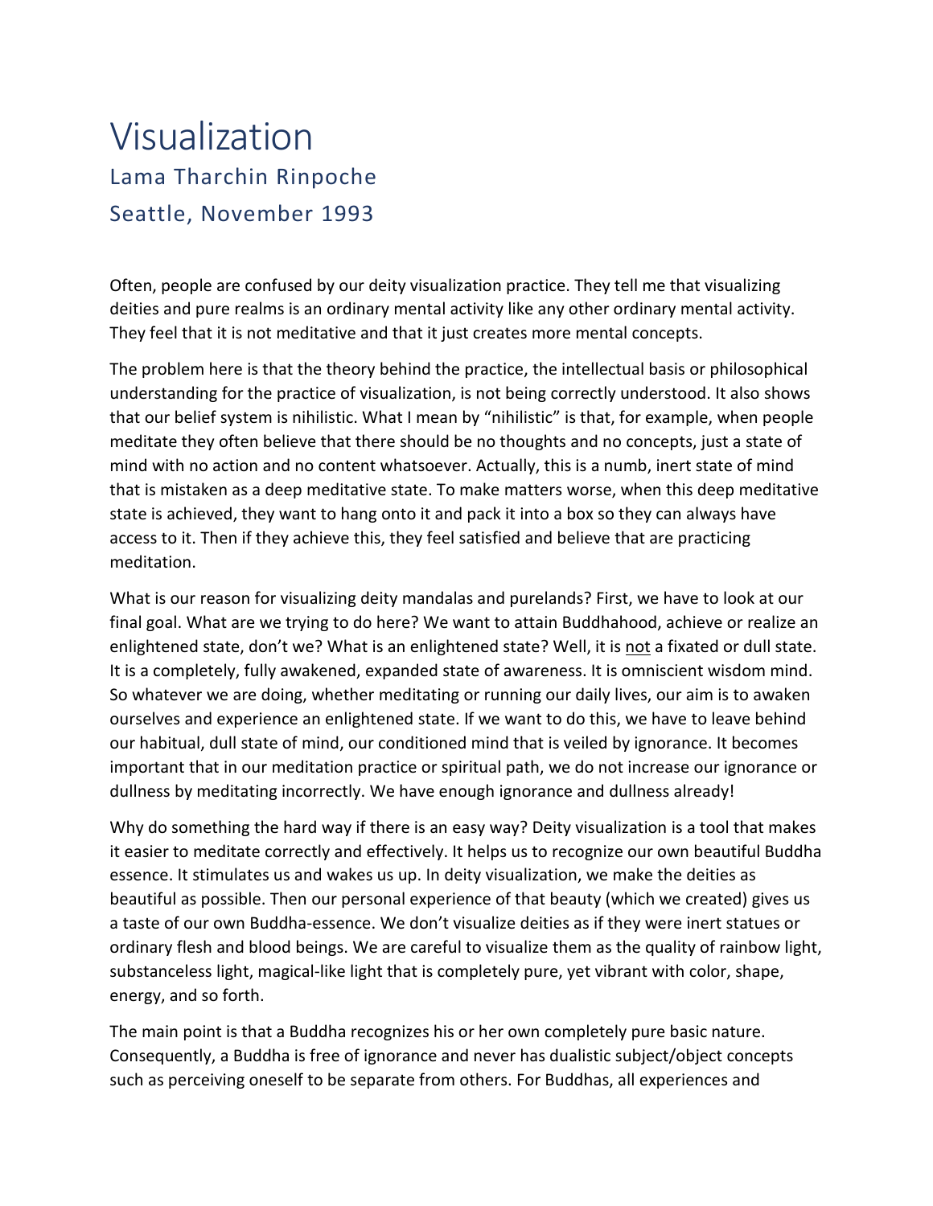# Visualization

## Lama Tharchin Rinpoche

## Seattle, November 1993

Often, people are confused by our deity visualization practice. They tell me that visualizing deities and pure realms is an ordinary mental activity like any other ordinary mental activity. They feel that it is not meditative and that it just creates more mental concepts.

The problem here is that the theory behind the practice, the intellectual basis or philosophical understanding for the practice of visualization, is not being correctly understood. It also shows that our belief system is nihilistic. What I mean by "nihilistic" is that, for example, when people meditate they often believe that there should be no thoughts and no concepts, just a state of mind with no action and no content whatsoever. Actually, this is a numb, inert state of mind that is mistaken as a deep meditative state. To make matters worse, when this deep meditative state is achieved, they want to hang onto it and pack it into a box so they can always have access to it. Then if they achieve this, they feel satisfied and believe that are practicing meditation.

What is our reason for visualizing deity mandalas and purelands? First, we have to look at our final goal. What are we trying to do here? We want to attain Buddhahood, achieve or realize an enlightened state, don't we? What is an enlightened state? Well, it is <u>not</u> a fixated or dull state. It is a completely, fully awakened, expanded state of awareness. It is omniscient wisdom mind. So whatever we are doing, whether meditating or running our daily lives, our aim is to awaken ourselves and experience an enlightened state. If we want to do this, we have to leave behind our habitual, dull state of mind, our conditioned mind that is veiled by ignorance. It becomes important that in our meditation practice or spiritual path, we do not increase our ignorance or dullness by meditating incorrectly. We have enough ignorance and dullness already!

Why do something the hard way if there is an easy way? Deity visualization is a tool that makes it easier to meditate correctly and effectively. It helps us to recognize our own beautiful Buddha essence. It stimulates us and wakes us up. In deity visualization, we make the deities as beautiful as possible. Then our personal experience of that beauty (which we created) gives us a taste of our own Buddha-essence. We don't visualize deities as if they were inert statues or ordinary flesh and blood beings. We are careful to visualize them as the quality of rainbow light, substanceless light, magical-like light that is completely pure, yet vibrant with color, shape, energy, and so forth.

The main point is that a Buddha recognizes his or her own completely pure basic nature. Consequently, a Buddha is free of ignorance and never has dualistic subject/object concepts such as perceiving oneself to be separate from others. For Buddhas, all experiences and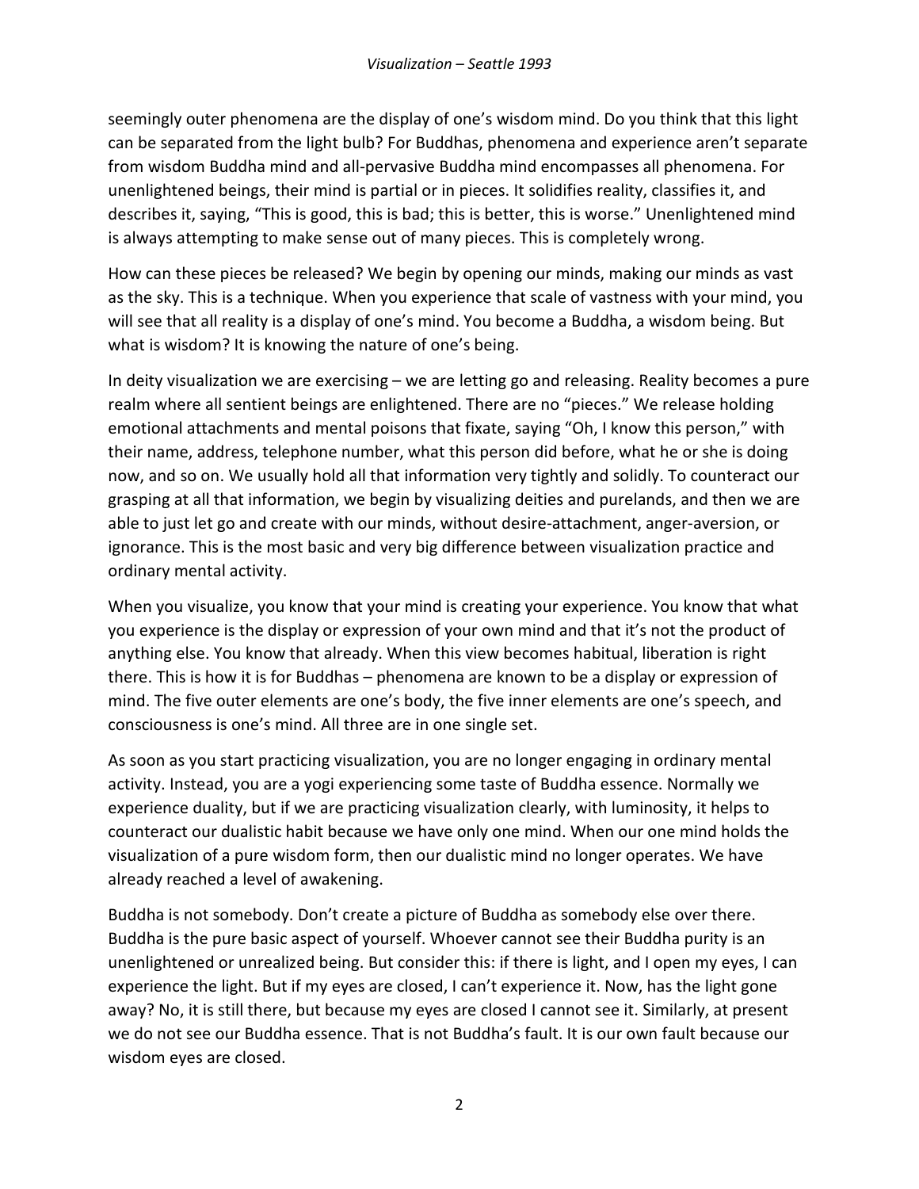seemingly outer phenomena are the display of one's wisdom mind. Do you think that this light can be separated from the light bulb? For Buddhas, phenomena and experience aren't separate from wisdom Buddha mind and all-pervasive Buddha mind encompasses all phenomena. For unenlightened beings, their mind is partial or in pieces. It solidifies reality, classifies it, and describes it, saying, "This is good, this is bad; this is better, this is worse." Unenlightened mind is always attempting to make sense out of many pieces. This is completely wrong.

How can these pieces be released? We begin by opening our minds, making our minds as vast as the sky. This is a technique. When you experience that scale of vastness with your mind, you will see that all reality is a display of one's mind. You become a Buddha, a wisdom being. But what is wisdom? It is knowing the nature of one's being.

In deity visualization we are exercising – we are letting go and releasing. Reality becomes a pure realm where all sentient beings are enlightened. There are no "pieces." We release holding emotional attachments and mental poisons that fixate, saying "Oh, I know this person," with their name, address, telephone number, what this person did before, what he or she is doing now, and so on. We usually hold all that information very tightly and solidly. To counteract our grasping at all that information, we begin by visualizing deities and purelands, and then we are able to just let go and create with our minds, without desire-attachment, anger-aversion, or ignorance. This is the most basic and very big difference between visualization practice and ordinary mental activity.

When you visualize, you know that your mind is creating your experience. You know that what you experience is the display or expression of your own mind and that it's not the product of anything else. You know that already. When this view becomes habitual, liberation is right there. This is how it is for Buddhas – phenomena are known to be a display or expression of mind. The five outer elements are one's body, the five inner elements are one's speech, and consciousness is one's mind. All three are in one single set.

As soon as you start practicing visualization, you are no longer engaging in ordinary mental activity. Instead, you are a yogi experiencing some taste of Buddha essence. Normally we experience duality, but if we are practicing visualization clearly, with luminosity, it helps to counteract our dualistic habit because we have only one mind. When our one mind holds the visualization of a pure wisdom form, then our dualistic mind no longer operates. We have already reached a level of awakening.

Buddha is not somebody. Don't create a picture of Buddha as somebody else over there. Buddha is the pure basic aspect of yourself. Whoever cannot see their Buddha purity is an unenlightened or unrealized being. But consider this: if there is light, and I open my eyes, I can experience the light. But if my eyes are closed, I can't experience it. Now, has the light gone away? No, it is still there, but because my eyes are closed I cannot see it. Similarly, at present we do not see our Buddha essence. That is not Buddha's fault. It is our own fault because our wisdom eyes are closed.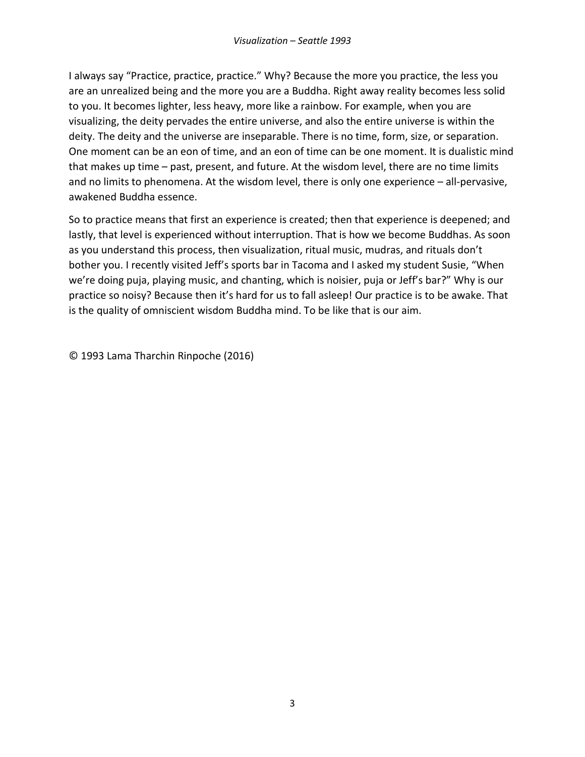I always say "Practice, practice, practice." Why? Because the more you practice, the less you are an unrealized being and the more you are a Buddha. Right away reality becomes less solid to you. It becomes lighter, less heavy, more like a rainbow. For example, when you are visualizing, the deity pervades the entire universe, and also the entire universe is within the deity. The deity and the universe are inseparable. There is no time, form, size, or separation. One moment can be an eon of time, and an eon of time can be one moment. It is dualistic mind that makes up time – past, present, and future. At the wisdom level, there are no time limits and no limits to phenomena. At the wisdom level, there is only one experience – all-pervasive, awakened Buddha essence.

So to practice means that first an experience is created; then that experience is deepened; and lastly, that level is experienced without interruption. That is how we become Buddhas. As soon as you understand this process, then visualization, ritual music, mudras, and rituals don't bother you. I recently visited Jeff's sports bar in Tacoma and I asked my student Susie, "When we're doing puja, playing music, and chanting, which is noisier, puja or Jeff's bar?" Why is our practice so noisy? Because then it's hard for us to fall asleep! Our practice is to be awake. That is the quality of omniscient wisdom Buddha mind. To be like that is our aim.

© 1993 Lama Tharchin Rinpoche (2016)